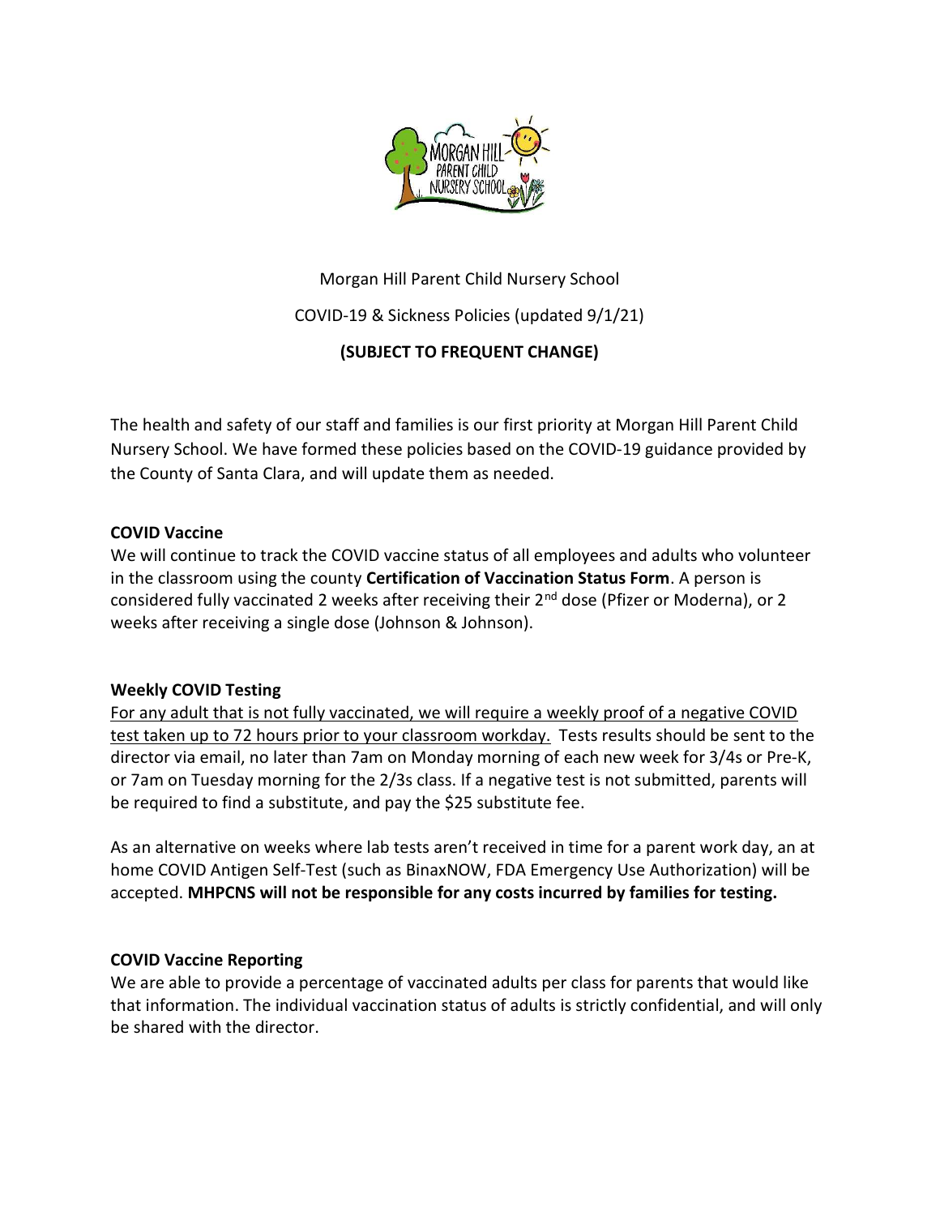Morgan Hill Parent Child Nursery School

COVID-19 & Sickness Policies (updated 9/1/21)

**(SUBJECT TO FREQUENT CHANGE)**

The health and safety of our staff and families is our first priority at Morgan Hill Parent Child Nursery School. We have formed these policies based on the COVID-19 guidance provided by the County of Santa Clara, and will update them as needed.

**COVID Vaccine**

We will continue to track the COVID vaccine status of all employees and adults who volunteer in the classroom using the county **Certification of Vaccination Status Form**. A person is considered fully vaccinated 2 weeks after receiving their 2nd dose (Pfizer or Moderna), or 2 weeks after receiving a single dose (Johnson & Johnson).

**Weekly COVID Testing**

<u>For any adult that is not fully vaccinated, we will require a weekly proof of a negative COVID test taken up to 72 hours prior to your classroom workday.</u> Tests results should be sent to the director via email, no later than 7am on Monday morning of each new week for 3/4s or Pre-K, or 7am on Tuesday morning for the 2/3s class. If a negative test is not submitted, parents will be required to find a substitute, and pay the $25 substitute fee.

As an alternative on weeks where lab tests aren't received in time for a parent work day, an at home COVID Antigen Self-Test (such as BinaxNOW, FDA Emergency Use Authorization) will be accepted. **MHPCNS will not be responsible for any costs incurred by families for testing.**

**COVID Vaccine Reporting**

We are able to provide a percentage of vaccinated adults per class for parents that would like that information. The individual vaccination status of adults is strictly confidential, and will only be shared with the director.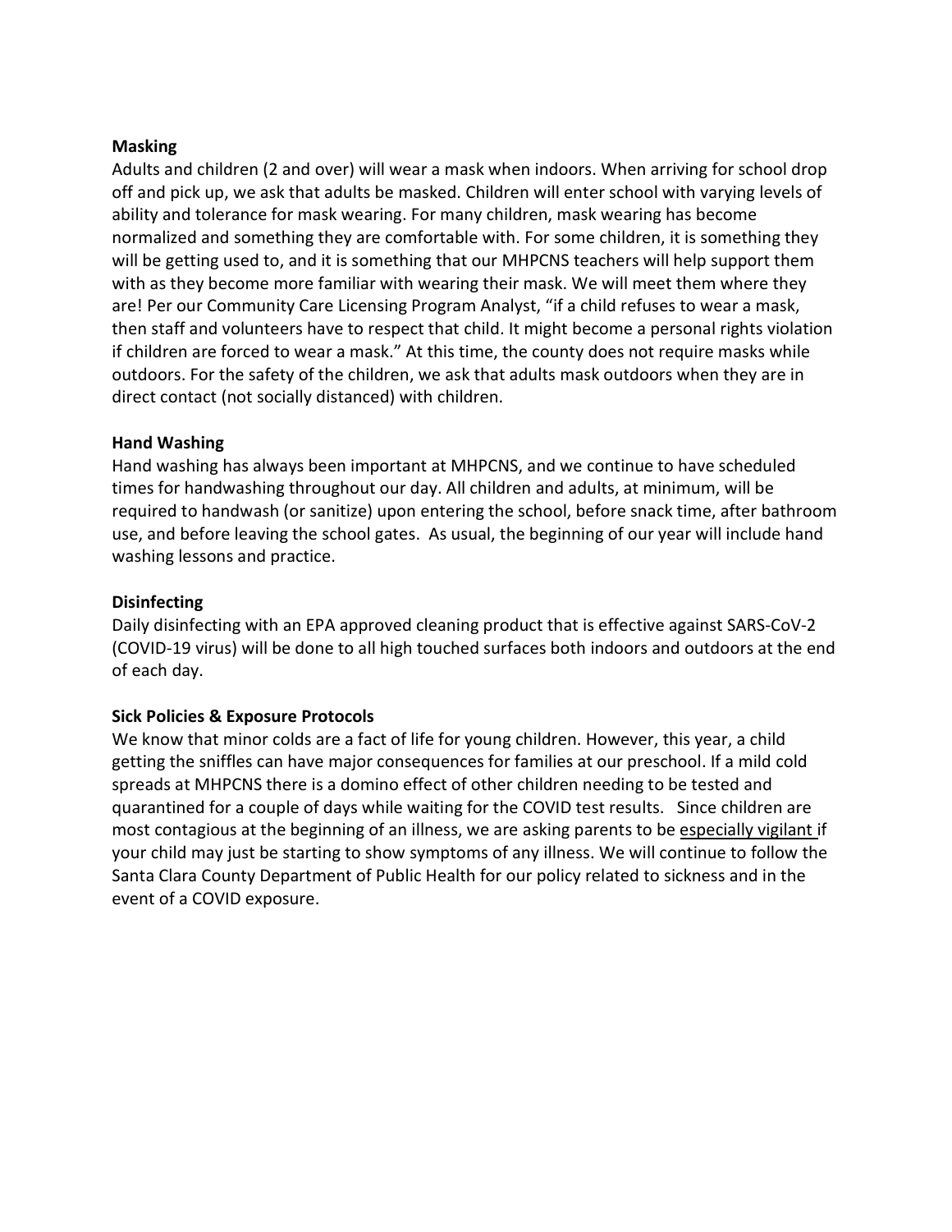**Masking**

Adults and children (2 and over) will wear a mask when indoors. When arriving for school drop off and pick up, we ask that adults be masked. Children will enter school with varying levels of ability and tolerance for mask wearing. For many children, mask wearing has become normalized and something they are comfortable with. For some children, it is something they will be getting used to, and it is something that our MHPCNS teachers will help support them with as they become more familiar with wearing their mask. We will meet them where they are! Per our Community Care Licensing Program Analyst, "if a child refuses to wear a mask, then staff and volunteers have to respect that child. It might become a personal rights violation if children are forced to wear a mask." At this time, the county does not require masks while outdoors. For the safety of the children, we ask that adults mask outdoors when they are in direct contact (not socially distanced) with children.

**Hand Washing**

Hand washing has always been important at MHPCNS, and we continue to have scheduled times for handwashing throughout our day. All children and adults, at minimum, will be required to handwash (or sanitize) upon entering the school, before snack time, after bathroom use, and before leaving the school gates. As usual, the beginning of our year will include hand washing lessons and practice.

**Disinfecting**

Daily disinfecting with an EPA approved cleaning product that is effective against SARS-CoV-2 (COVID-19 virus) will be done to all high touched surfaces both indoors and outdoors at the end of each day.

**Sick Policies & Exposure Protocols**

We know that minor colds are a fact of life for young children. However, this year, a child getting the sniffles can have major consequences for families at our preschool. If a mild cold spreads at MHPCNS there is a domino effect of other children needing to be tested and quarantined for a couple of days while waiting for the COVID test results. Since children are most contagious at the beginning of an illness, we are asking parents to be <u>especially vigilant</u> if your child may just be starting to show symptoms of any illness. We will continue to follow the Santa Clara County Department of Public Health for our policy related to sickness and in the event of a COVID exposure.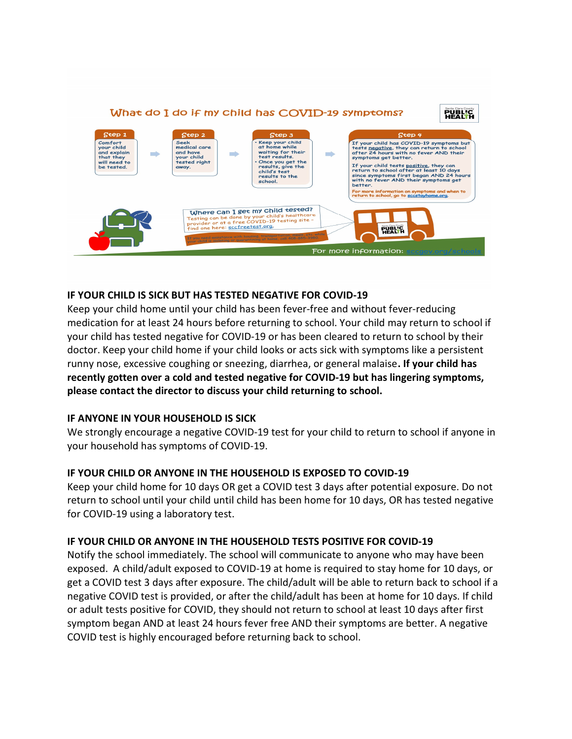## What do I do if my child has COVID-19 symptoms?

Santa Clara County PUBLIC HEALTH

**Step 1**
Comfort your child and explain that they will need to be tested.

**Step 2**
Seek medical care and have your child tested right away.

**Step 3**
- Keep your child at home while waiting for their test results.
- Once you get the results, give the child's test results to the school.

**Step 4**
If your child has COVID-19 symptoms but tests negative, they can return to school after 24 hours with no fever AND their symptoms get better.

If your child tests positive, they can return to school after at least 10 days since symptoms first began AND 24 hours with no fever AND their symptoms get better.

For more information on symptoms and when to return to school, go to sccstayhome.org.

**Where can I get my child tested?**
Testing can be done by your child's healthcare provider or at a free COVID-19 testing site – find one here: sccfreetest.org.

If you need assistance with housing, transportation, meals, etc. while your child is isolating or quarantining at home, call 408-808-7770.

For more information: sccgov.org/schools

**IF YOUR CHILD IS SICK BUT HAS TESTED NEGATIVE FOR COVID-19**

Keep your child home until your child has been fever-free and without fever-reducing medication for at least 24 hours before returning to school. Your child may return to school if your child has tested negative for COVID-19 or has been cleared to return to school by their doctor. Keep your child home if your child looks or acts sick with symptoms like a persistent runny nose, excessive coughing or sneezing, diarrhea, or general malaise**. If your child has recently gotten over a cold and tested negative for COVID-19 but has lingering symptoms, please contact the director to discuss your child returning to school.**

**IF ANYONE IN YOUR HOUSEHOLD IS SICK**

We strongly encourage a negative COVID-19 test for your child to return to school if anyone in your household has symptoms of COVID-19.

**IF YOUR CHILD OR ANYONE IN THE HOUSEHOLD IS EXPOSED TO COVID-19**

Keep your child home for 10 days OR get a COVID test 3 days after potential exposure. Do not return to school until your child until child has been home for 10 days, OR has tested negative for COVID-19 using a laboratory test.

**IF YOUR CHILD OR ANYONE IN THE HOUSEHOLD TESTS POSITIVE FOR COVID-19**

Notify the school immediately. The school will communicate to anyone who may have been exposed. A child/adult exposed to COVID-19 at home is required to stay home for 10 days, or get a COVID test 3 days after exposure. The child/adult will be able to return back to school if a negative COVID test is provided, or after the child/adult has been at home for 10 days. If child or adult tests positive for COVID, they should not return to school at least 10 days after first symptom began AND at least 24 hours fever free AND their symptoms are better. A negative COVID test is highly encouraged before returning back to school.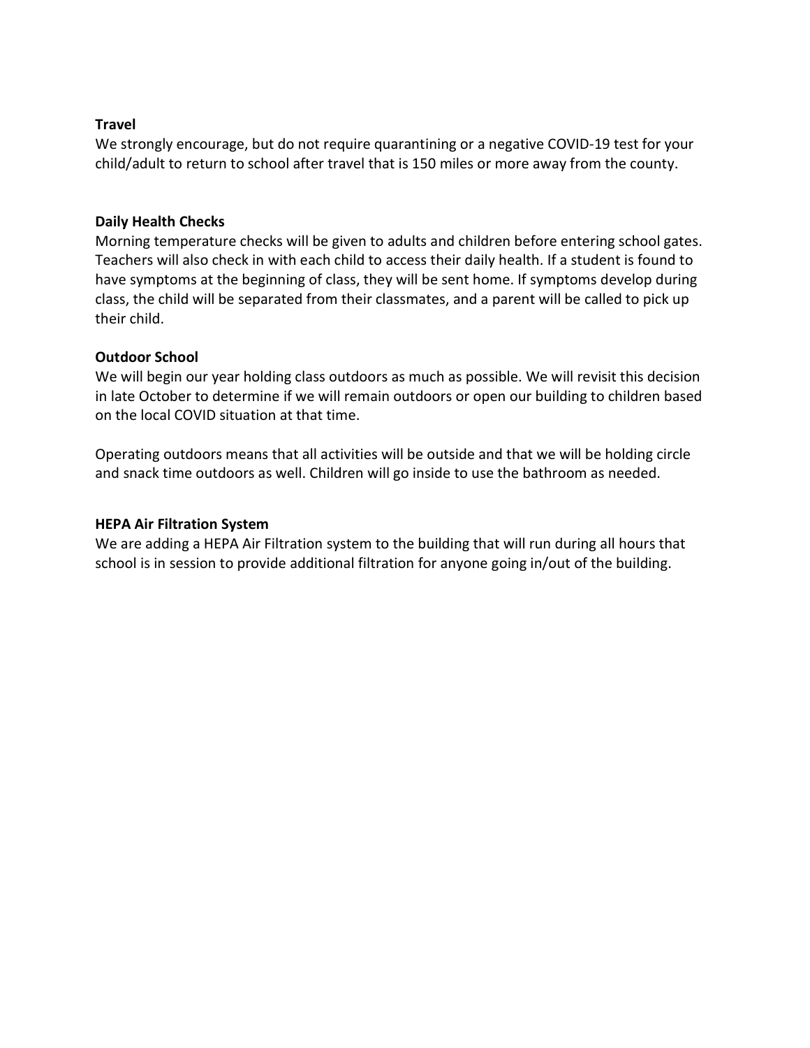**Travel**

We strongly encourage, but do not require quarantining or a negative COVID-19 test for your child/adult to return to school after travel that is 150 miles or more away from the county.

**Daily Health Checks**

Morning temperature checks will be given to adults and children before entering school gates. Teachers will also check in with each child to access their daily health. If a student is found to have symptoms at the beginning of class, they will be sent home. If symptoms develop during class, the child will be separated from their classmates, and a parent will be called to pick up their child.

**Outdoor School**

We will begin our year holding class outdoors as much as possible. We will revisit this decision in late October to determine if we will remain outdoors or open our building to children based on the local COVID situation at that time.

Operating outdoors means that all activities will be outside and that we will be holding circle and snack time outdoors as well. Children will go inside to use the bathroom as needed.

**HEPA Air Filtration System**

We are adding a HEPA Air Filtration system to the building that will run during all hours that school is in session to provide additional filtration for anyone going in/out of the building.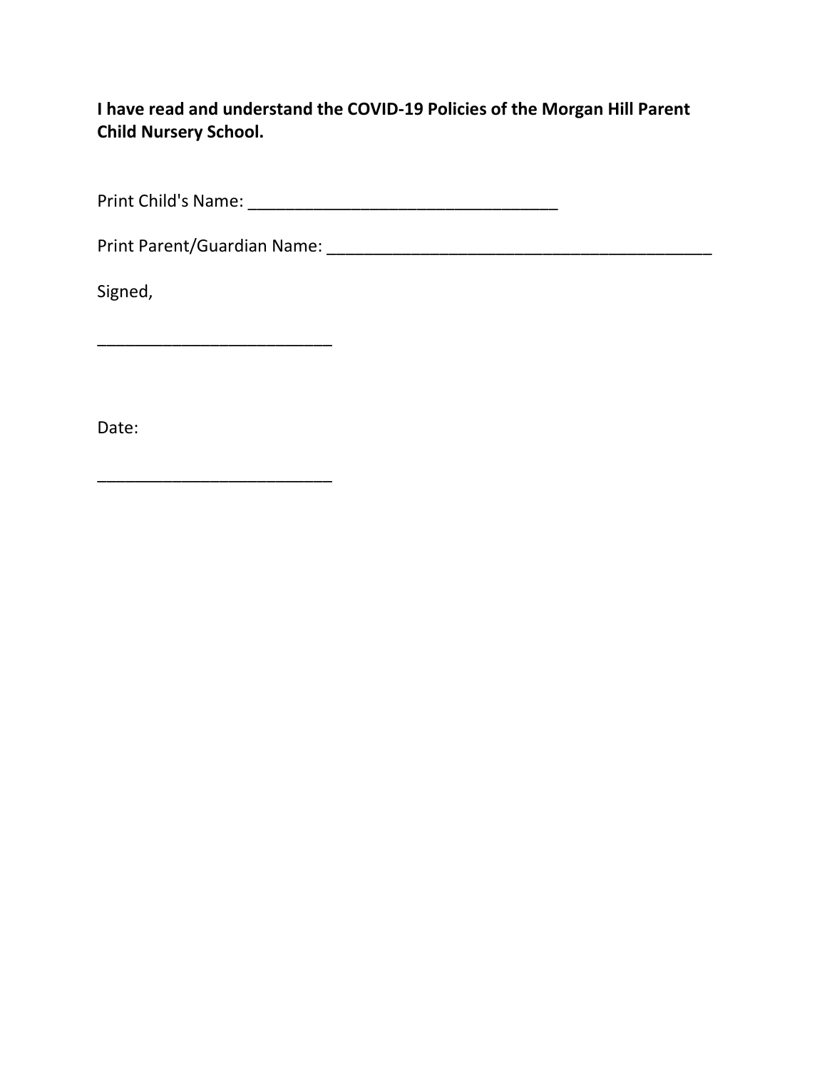**I have read and understand the COVID-19 Policies of the Morgan Hill Parent Child Nursery School.**

Print Child's Name: __________________________________

Print Parent/Guardian Name: ___________________________________________

Signed,

__________________________

Date:

__________________________